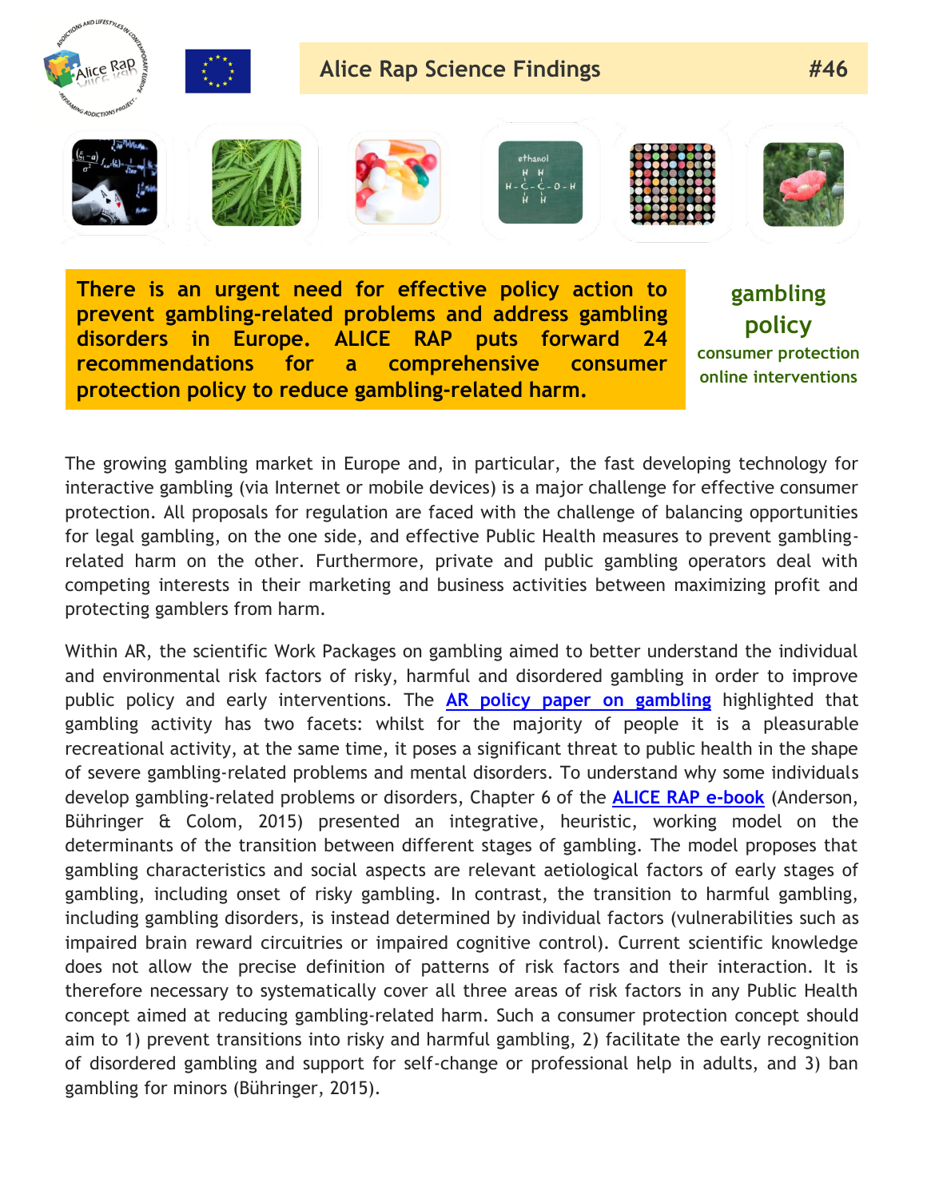# Alice Rap Science Findings #46

**There is an urgent need for effective policy action to prevent gambling-related problems and address gambling disorders in Europe. ALICE RAP puts forward 24 recommendations for a comprehensive consumer protection policy to reduce gambling-related harm.**

**gambling policy**
**consumer protection**
**online interventions**

The growing gambling market in Europe and, in particular, the fast developing technology for interactive gambling (via Internet or mobile devices) is a major challenge for effective consumer protection. All proposals for regulation are faced with the challenge of balancing opportunities for legal gambling, on the one side, and effective Public Health measures to prevent gambling-related harm on the other. Furthermore, private and public gambling operators deal with competing interests in their marketing and business activities between maximizing profit and protecting gamblers from harm.

Within AR, the scientific Work Packages on gambling aimed to better understand the individual and environmental risk factors of risky, harmful and disordered gambling in order to improve public policy and early interventions. The **AR policy paper on gambling** highlighted that gambling activity has two facets: whilst for the majority of people it is a pleasurable recreational activity, at the same time, it poses a significant threat to public health in the shape of severe gambling-related problems and mental disorders. To understand why some individuals develop gambling-related problems or disorders, Chapter 6 of the **ALICE RAP e-book** (Anderson, Bühringer & Colom, 2015) presented an integrative, heuristic, working model on the determinants of the transition between different stages of gambling. The model proposes that gambling characteristics and social aspects are relevant aetiological factors of early stages of gambling, including onset of risky gambling. In contrast, the transition to harmful gambling, including gambling disorders, is instead determined by individual factors (vulnerabilities such as impaired brain reward circuitries or impaired cognitive control). Current scientific knowledge does not allow the precise definition of patterns of risk factors and their interaction. It is therefore necessary to systematically cover all three areas of risk factors in any Public Health concept aimed at reducing gambling-related harm. Such a consumer protection concept should aim to 1) prevent transitions into risky and harmful gambling, 2) facilitate the early recognition of disordered gambling and support for self-change or professional help in adults, and 3) ban gambling for minors (Bühringer, 2015).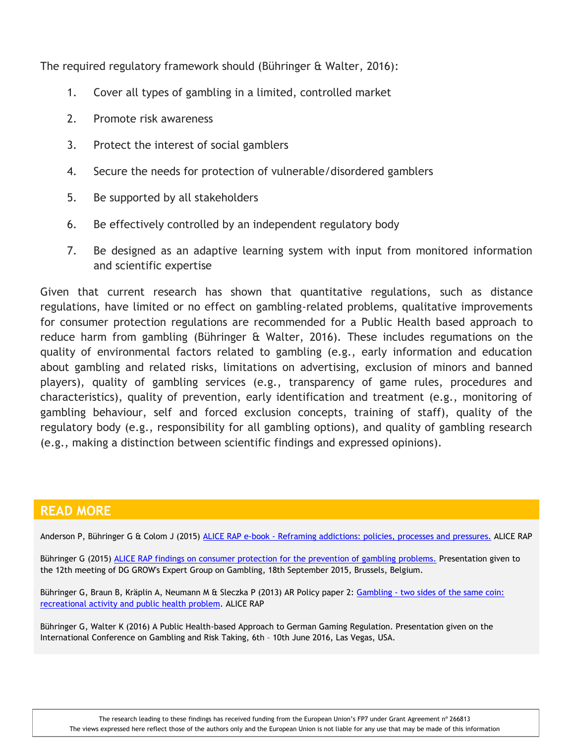The required regulatory framework should (Bühringer & Walter, 2016):

1. Cover all types of gambling in a limited, controlled market
2. Promote risk awareness
3. Protect the interest of social gamblers
4. Secure the needs for protection of vulnerable/disordered gamblers
5. Be supported by all stakeholders
6. Be effectively controlled by an independent regulatory body
7. Be designed as an adaptive learning system with input from monitored information and scientific expertise

Given that current research has shown that quantitative regulations, such as distance regulations, have limited or no effect on gambling-related problems, qualitative improvements for consumer protection regulations are recommended for a Public Health based approach to reduce harm from gambling (Bühringer & Walter, 2016). These includes regumations on the quality of environmental factors related to gambling (e.g., early information and education about gambling and related risks, limitations on advertising, exclusion of minors and banned players), quality of gambling services (e.g., transparency of game rules, procedures and characteristics), quality of prevention, early identification and treatment (e.g., monitoring of gambling behaviour, self and forced exclusion concepts, training of staff), quality of the regulatory body (e.g., responsibility for all gambling options), and quality of gambling research (e.g., making a distinction between scientific findings and expressed opinions).

## READ MORE

Anderson P, Bühringer G & Colom J (2015) ALICE RAP e-book - Reframing addictions: policies, processes and pressures. ALICE RAP

Bühringer G (2015) ALICE RAP findings on consumer protection for the prevention of gambling problems. Presentation given to the 12th meeting of DG GROW's Expert Group on Gambling, 18th September 2015, Brussels, Belgium.

Bühringer G, Braun B, Kräplin A, Neumann M & Sleczka P (2013) AR Policy paper 2: Gambling - two sides of the same coin: recreational activity and public health problem. ALICE RAP

Bühringer G, Walter K (2016) A Public Health-based Approach to German Gaming Regulation. Presentation given on the International Conference on Gambling and Risk Taking, 6th – 10th June 2016, Las Vegas, USA.

The research leading to these findings has received funding from the European Union's FP7 under Grant Agreement nº 266813
The views expressed here reflect those of the authors only and the European Union is not liable for any use that may be made of this information